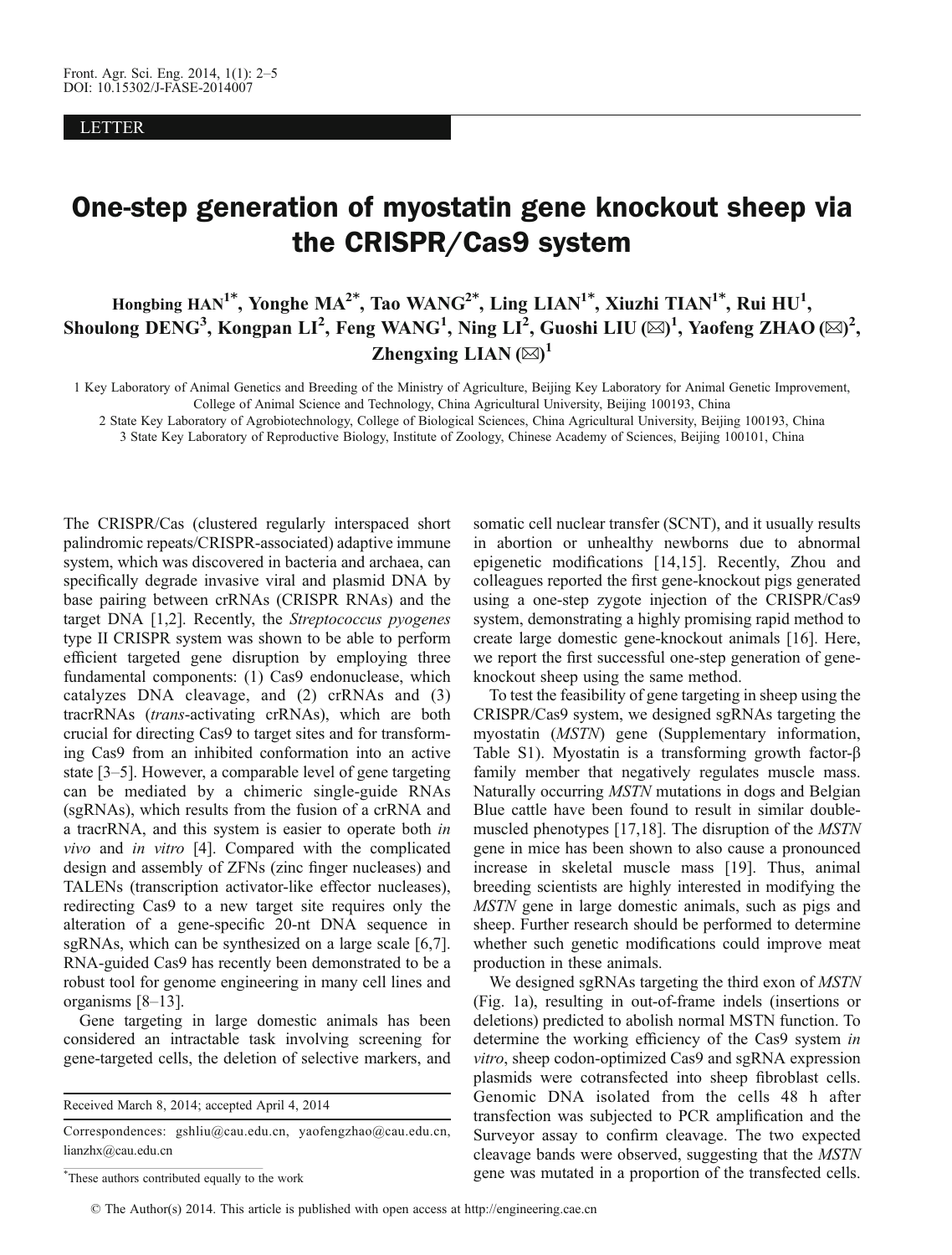LETTER

# One-step generation of myostatin gene knockout sheep via the CRISPR/Cas9 system

**Hongbing HAN[1*], Yonghe MA[2*], Tao WANG[2*], Ling LIAN[1*], Xiuzhi TIAN[1*], Rui HU[1], Shoulong DENG[3], Kongpan LI[2], Feng WANG[1], Ning LI[2], Guoshi LIU (✉)[1], Yaofeng ZHAO (✉)[2], Zhengxing LIAN (✉)[1]**

1 Key Laboratory of Animal Genetics and Breeding of the Ministry of Agriculture, Beijing Key Laboratory for Animal Genetic Improvement, College of Animal Science and Technology, China Agricultural University, Beijing 100193, China

2 State Key Laboratory of Agrobiotechnology, College of Biological Sciences, China Agricultural University, Beijing 100193, China

3 State Key Laboratory of Reproductive Biology, Institute of Zoology, Chinese Academy of Sciences, Beijing 100101, China

The CRISPR/Cas (clustered regularly interspaced short palindromic repeats/CRISPR-associated) adaptive immune system, which was discovered in bacteria and archaea, can specifically degrade invasive viral and plasmid DNA by base pairing between crRNAs (CRISPR RNAs) and the target DNA [1,2]. Recently, the *Streptococcus pyogenes* type II CRISPR system was shown to be able to perform efficient targeted gene disruption by employing three fundamental components: (1) Cas9 endonuclease, which catalyzes DNA cleavage, and (2) crRNAs and (3) tracrRNAs (*trans*-activating crRNAs), which are both crucial for directing Cas9 to target sites and for transforming Cas9 from an inhibited conformation into an active state [3–5]. However, a comparable level of gene targeting can be mediated by a chimeric single-guide RNAs (sgRNAs), which results from the fusion of a crRNA and a tracrRNA, and this system is easier to operate both *in vivo* and *in vitro* [4]. Compared with the complicated design and assembly of ZFNs (zinc finger nucleases) and TALENs (transcription activator-like effector nucleases), redirecting Cas9 to a new target site requires only the alteration of a gene-specific 20-nt DNA sequence in sgRNAs, which can be synthesized on a large scale [6,7]. RNA-guided Cas9 has recently been demonstrated to be a robust tool for genome engineering in many cell lines and organisms [8–13].

Gene targeting in large domestic animals has been considered an intractable task involving screening for gene-targeted cells, the deletion of selective markers, and somatic cell nuclear transfer (SCNT), and it usually results in abortion or unhealthy newborns due to abnormal epigenetic modifications [14,15]. Recently, Zhou and colleagues reported the first gene-knockout pigs generated using a one-step zygote injection of the CRISPR/Cas9 system, demonstrating a highly promising rapid method to create large domestic gene-knockout animals [16]. Here, we report the first successful one-step generation of gene-knockout sheep using the same method.

To test the feasibility of gene targeting in sheep using the CRISPR/Cas9 system, we designed sgRNAs targeting the myostatin (*MSTN*) gene (Supplementary information, Table S1). Myostatin is a transforming growth factor-β family member that negatively regulates muscle mass. Naturally occurring *MSTN* mutations in dogs and Belgian Blue cattle have been found to result in similar double-muscled phenotypes [17,18]. The disruption of the *MSTN* gene in mice has been shown to also cause a pronounced increase in skeletal muscle mass [19]. Thus, animal breeding scientists are highly interested in modifying the *MSTN* gene in large domestic animals, such as pigs and sheep. Further research should be performed to determine whether such genetic modifications could improve meat production in these animals.

We designed sgRNAs targeting the third exon of *MSTN* (Fig. 1a), resulting in out-of-frame indels (insertions or deletions) predicted to abolish normal MSTN function. To determine the working efficiency of the Cas9 system *in vitro*, sheep codon-optimized Cas9 and sgRNA expression plasmids were cotransfected into sheep fibroblast cells. Genomic DNA isolated from the cells 48 h after transfection was subjected to PCR amplification and the Surveyor assay to confirm cleavage. The two expected cleavage bands were observed, suggesting that the *MSTN* gene was mutated in a proportion of the transfected cells.

Received March 8, 2014; accepted April 4, 2014

Correspondences: gshliu@cau.edu.cn, yaofengzhao@cau.edu.cn, lianzhx@cau.edu.cn

*These authors contributed equally to the work

© The Author(s) 2014. This article is published with open access at http://engineering.cae.cn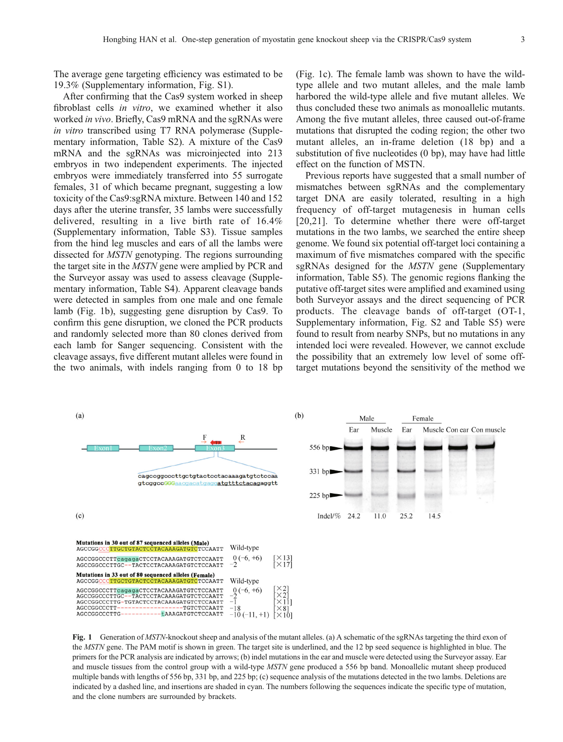The average gene targeting efficiency was estimated to be 19.3% (Supplementary information, Fig. S1).

After confirming that the Cas9 system worked in sheep fibroblast cells *in vitro*, we examined whether it also worked *in vivo*. Briefly, Cas9 mRNA and the sgRNAs were *in vitro* transcribed using T7 RNA polymerase (Supplementary information, Table S2). A mixture of the Cas9 mRNA and the sgRNAs was microinjected into 213 embryos in two independent experiments. The injected embryos were immediately transferred into 55 surrogate females, 31 of which became pregnant, suggesting a low toxicity of the Cas9:sgRNA mixture. Between 140 and 152 days after the uterine transfer, 35 lambs were successfully delivered, resulting in a live birth rate of 16.4% (Supplementary information, Table S3). Tissue samples from the hind leg muscles and ears of all the lambs were dissected for *MSTN* genotyping. The regions surrounding the target site in the *MSTN* gene were amplied by PCR and the Surveyor assay was used to assess cleavage (Supplementary information, Table S4). Apparent cleavage bands were detected in samples from one male and one female lamb (Fig. 1b), suggesting gene disruption by Cas9. To confirm this gene disruption, we cloned the PCR products and randomly selected more than 80 clones derived from each lamb for Sanger sequencing. Consistent with the cleavage assays, five different mutant alleles were found in the two animals, with indels ranging from 0 to 18 bp (Fig. 1c). The female lamb was shown to have the wild-type allele and two mutant alleles, and the male lamb harbored the wild-type allele and five mutant alleles. We thus concluded these two animals as monoallelic mutants. Among the five mutant alleles, three caused out-of-frame mutations that disrupted the coding region; the other two mutant alleles, an in-frame deletion (18 bp) and a substitution of five nucleotides (0 bp), may have had little effect on the function of MSTN.

Previous reports have suggested that a small number of mismatches between sgRNAs and the complementary target DNA are easily tolerated, resulting in a high frequency of off-target mutagenesis in human cells [20,21]. To determine whether there were off-target mutations in the two lambs, we searched the entire sheep genome. We found six potential off-target loci containing a maximum of five mismatches compared with the specific sgRNAs designed for the *MSTN* gene (Supplementary information, Table S5). The genomic regions flanking the putative off-target sites were amplified and examined using both Surveyor assays and the direct sequencing of PCR products. The cleavage bands of off-target (OT-1, Supplementary information, Fig. S2 and Table S5) were found to result from nearby SNPs, but no mutations in any intended loci were revealed. However, we cannot exclude the possibility that an extremely low level of some off-target mutations beyond the sensitivity of the method we

(a)

Exon1 — Exon2 — Exon3 (F →, ← R)

```
cagccggcccttgctgtactcctacaaagatgtctccaa
gtcggccGGGaacgacatgaggatgtttctacagaggtt
```

(b)

| | Male Ear | Male Muscle | Female Ear | Female Muscle | Con ear | Con muscle |
|---|---|---|---|---|---|---|
| Indel/% | 24.2 | 11.0 | 25.2 | 14.5 | | |

Bands: 556 bp, 331 bp, 225 bp

(c)

**Mutations in 30 out of 87 sequenced alleles (Male)**

```
AGCCGGCCCTTGCTGTACTCCTACAAAGATGTCTCCAATT   Wild-type
AGCCGGCCCTTcagagaCTCCTACAAAGATGTCTCCAATT   0 (−6, +6)      [×13]
AGCCGGCCCTTGC--TACTCCTACAAAGATGTCTCCAATT   −2              [×17]
```

**Mutations in 33 out of 80 sequenced alleles (Female)**

```
AGCCGGCCCTTGCTGTACTCCTACAAAGATGTCTCCAATT   Wild-type
AGCCGGCCCTTcagagaCTCCTACAAAGATGTCTCCAATT   0 (−6, +6)      [×2]
AGCCGGCCCTTGC--TACTCCTACAAAGATGTCTCCAATT   −2              [×2]
AGCCGGCCCTTG-TGTACTCCTACAAAGATGTCTCCAATT   −1              [×11]
AGCCGGCCCTT------------------TGTCTCCAATT   −18             [×8]
AGCCGGCCCTTG-----------tAAAGATGTCTCCAATT   −10 (−11, +1)   [×10]
```

**Fig. 1** Generation of *MSTN*-knockout sheep and analysis of the mutant alleles. (a) A schematic of the sgRNAs targeting the third exon of the *MSTN* gene. The PAM motif is shown in green. The target site is underlined, and the 12 bp seed sequence is highlighted in blue. The primers for the PCR analysis are indicated by arrows; (b) indel mutations in the ear and muscle were detected using the Surveyor assay. Ear and muscle tissues from the control group with a wild-type *MSTN* gene produced a 556 bp band. Monoallelic mutant sheep produced multiple bands with lengths of 556 bp, 331 bp, and 225 bp; (c) sequence analysis of the mutations detected in the two lambs. Deletions are indicated by a dashed line, and insertions are shaded in cyan. The numbers following the sequences indicate the specific type of mutation, and the clone numbers are surrounded by brackets.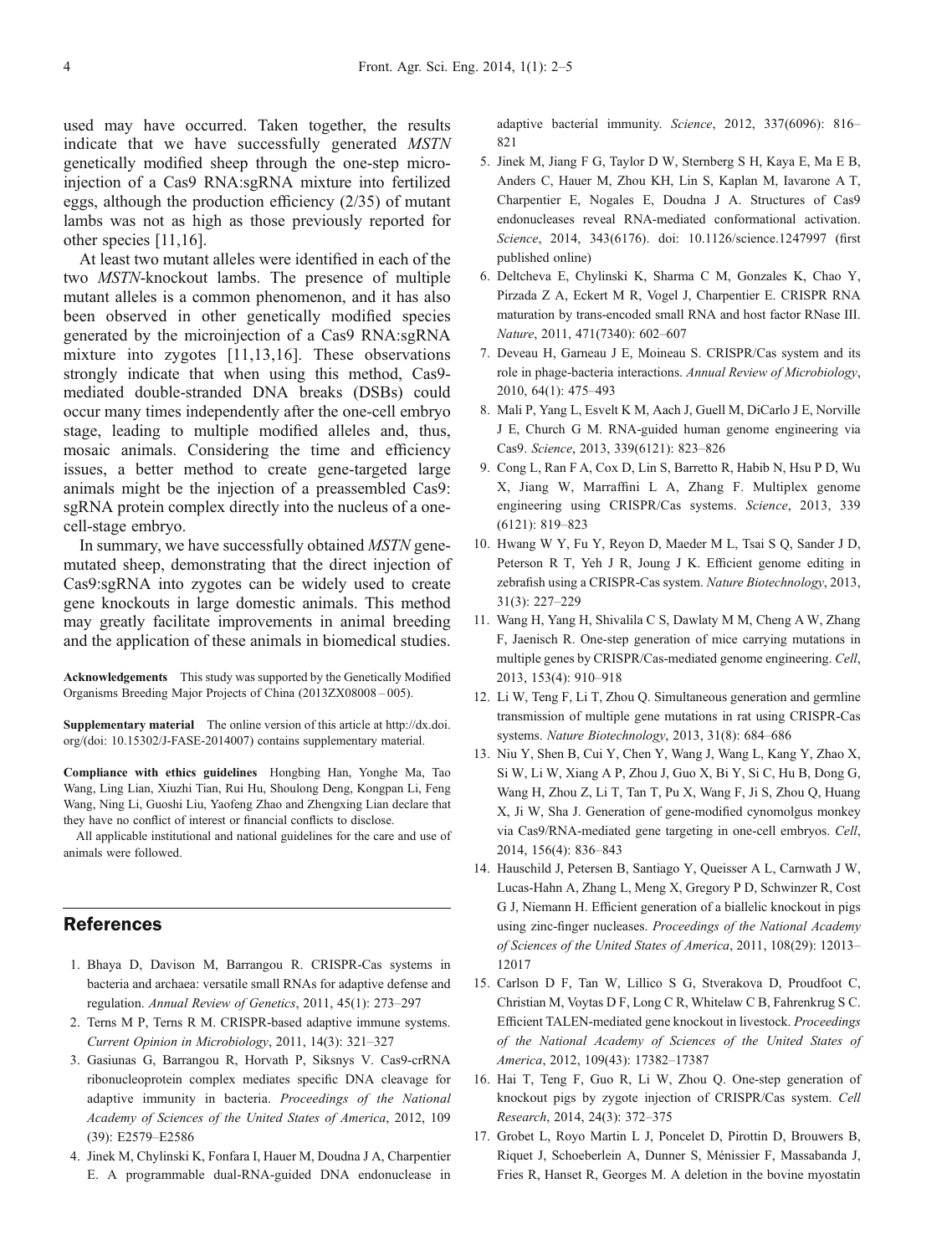used may have occurred. Taken together, the results indicate that we have successfully generated *MSTN* genetically modified sheep through the one-step microinjection of a Cas9 RNA:sgRNA mixture into fertilized eggs, although the production efficiency (2/35) of mutant lambs was not as high as those previously reported for other species [11,16].

At least two mutant alleles were identified in each of the two *MSTN*-knockout lambs. The presence of multiple mutant alleles is a common phenomenon, and it has also been observed in other genetically modified species generated by the microinjection of a Cas9 RNA:sgRNA mixture into zygotes [11,13,16]. These observations strongly indicate that when using this method, Cas9-mediated double-stranded DNA breaks (DSBs) could occur many times independently after the one-cell embryo stage, leading to multiple modified alleles and, thus, mosaic animals. Considering the time and efficiency issues, a better method to create gene-targeted large animals might be the injection of a preassembled Cas9: sgRNA protein complex directly into the nucleus of a one-cell-stage embryo.

In summary, we have successfully obtained *MSTN* gene-mutated sheep, demonstrating that the direct injection of Cas9:sgRNA into zygotes can be widely used to create gene knockouts in large domestic animals. This method may greatly facilitate improvements in animal breeding and the application of these animals in biomedical studies.

**Acknowledgements** This study was supported by the Genetically Modified Organisms Breeding Major Projects of China (2013ZX08008 – 005).

**Supplementary material** The online version of this article at http://dx.doi.org/(doi: 10.15302/J-FASE-2014007) contains supplementary material.

**Compliance with ethics guidelines** Hongbing Han, Yonghe Ma, Tao Wang, Ling Lian, Xiuzhi Tian, Rui Hu, Shoulong Deng, Kongpan Li, Feng Wang, Ning Li, Guoshi Liu, Yaofeng Zhao and Zhengxing Lian declare that they have no conflict of interest or financial conflicts to disclose.

All applicable institutional and national guidelines for the care and use of animals were followed.

## References

1. Bhaya D, Davison M, Barrangou R. CRISPR-Cas systems in bacteria and archaea: versatile small RNAs for adaptive defense and regulation. *Annual Review of Genetics*, 2011, 45(1): 273–297
2. Terns M P, Terns R M. CRISPR-based adaptive immune systems. *Current Opinion in Microbiology*, 2011, 14(3): 321–327
3. Gasiunas G, Barrangou R, Horvath P, Siksnys V. Cas9-crRNA ribonucleoprotein complex mediates specific DNA cleavage for adaptive immunity in bacteria. *Proceedings of the National Academy of Sciences of the United States of America*, 2012, 109 (39): E2579–E2586
4. Jinek M, Chylinski K, Fonfara I, Hauer M, Doudna J A, Charpentier E. A programmable dual-RNA-guided DNA endonuclease in adaptive bacterial immunity. *Science*, 2012, 337(6096): 816–821
5. Jinek M, Jiang F G, Taylor D W, Sternberg S H, Kaya E, Ma E B, Anders C, Hauer M, Zhou KH, Lin S, Kaplan M, Iavarone A T, Charpentier E, Nogales E, Doudna J A. Structures of Cas9 endonucleases reveal RNA-mediated conformational activation. *Science*, 2014, 343(6176). doi: 10.1126/science.1247997 (first published online)
6. Deltcheva E, Chylinski K, Sharma C M, Gonzales K, Chao Y, Pirzada Z A, Eckert M R, Vogel J, Charpentier E. CRISPR RNA maturation by trans-encoded small RNA and host factor RNase III. *Nature*, 2011, 471(7340): 602–607
7. Deveau H, Garneau J E, Moineau S. CRISPR/Cas system and its role in phage-bacteria interactions. *Annual Review of Microbiology*, 2010, 64(1): 475–493
8. Mali P, Yang L, Esvelt K M, Aach J, Guell M, DiCarlo J E, Norville J E, Church G M. RNA-guided human genome engineering via Cas9. *Science*, 2013, 339(6121): 823–826
9. Cong L, Ran F A, Cox D, Lin S, Barretto R, Habib N, Hsu P D, Wu X, Jiang W, Marraffini L A, Zhang F. Multiplex genome engineering using CRISPR/Cas systems. *Science*, 2013, 339 (6121): 819–823
10. Hwang W Y, Fu Y, Reyon D, Maeder M L, Tsai S Q, Sander J D, Peterson R T, Yeh J R, Joung J K. Efficient genome editing in zebrafish using a CRISPR-Cas system. *Nature Biotechnology*, 2013, 31(3): 227–229
11. Wang H, Yang H, Shivalila C S, Dawlaty M M, Cheng A W, Zhang F, Jaenisch R. One-step generation of mice carrying mutations in multiple genes by CRISPR/Cas-mediated genome engineering. *Cell*, 2013, 153(4): 910–918
12. Li W, Teng F, Li T, Zhou Q. Simultaneous generation and germline transmission of multiple gene mutations in rat using CRISPR-Cas systems. *Nature Biotechnology*, 2013, 31(8): 684–686
13. Niu Y, Shen B, Cui Y, Chen Y, Wang J, Wang L, Kang Y, Zhao X, Si W, Li W, Xiang A P, Zhou J, Guo X, Bi Y, Si C, Hu B, Dong G, Wang H, Zhou Z, Li T, Tan T, Pu X, Wang F, Ji S, Zhou Q, Huang X, Ji W, Sha J. Generation of gene-modified cynomolgus monkey via Cas9/RNA-mediated gene targeting in one-cell embryos. *Cell*, 2014, 156(4): 836–843
14. Hauschild J, Petersen B, Santiago Y, Queisser A L, Carnwath J W, Lucas-Hahn A, Zhang L, Meng X, Gregory P D, Schwinzer R, Cost G J, Niemann H. Efficient generation of a biallelic knockout in pigs using zinc-finger nucleases. *Proceedings of the National Academy of Sciences of the United States of America*, 2011, 108(29): 12013–12017
15. Carlson D F, Tan W, Lillico S G, Stverakova D, Proudfoot C, Christian M, Voytas D F, Long C R, Whitelaw C B, Fahrenkrug S C. Efficient TALEN-mediated gene knockout in livestock. *Proceedings of the National Academy of Sciences of the United States of America*, 2012, 109(43): 17382–17387
16. Hai T, Teng F, Guo R, Li W, Zhou Q. One-step generation of knockout pigs by zygote injection of CRISPR/Cas system. *Cell Research*, 2014, 24(3): 372–375
17. Grobet L, Royo Martin L J, Poncelet D, Pirottin D, Brouwers B, Riquet J, Schoeberlein A, Dunner S, Ménissier F, Massabanda J, Fries R, Hanset R, Georges M. A deletion in the bovine myostatin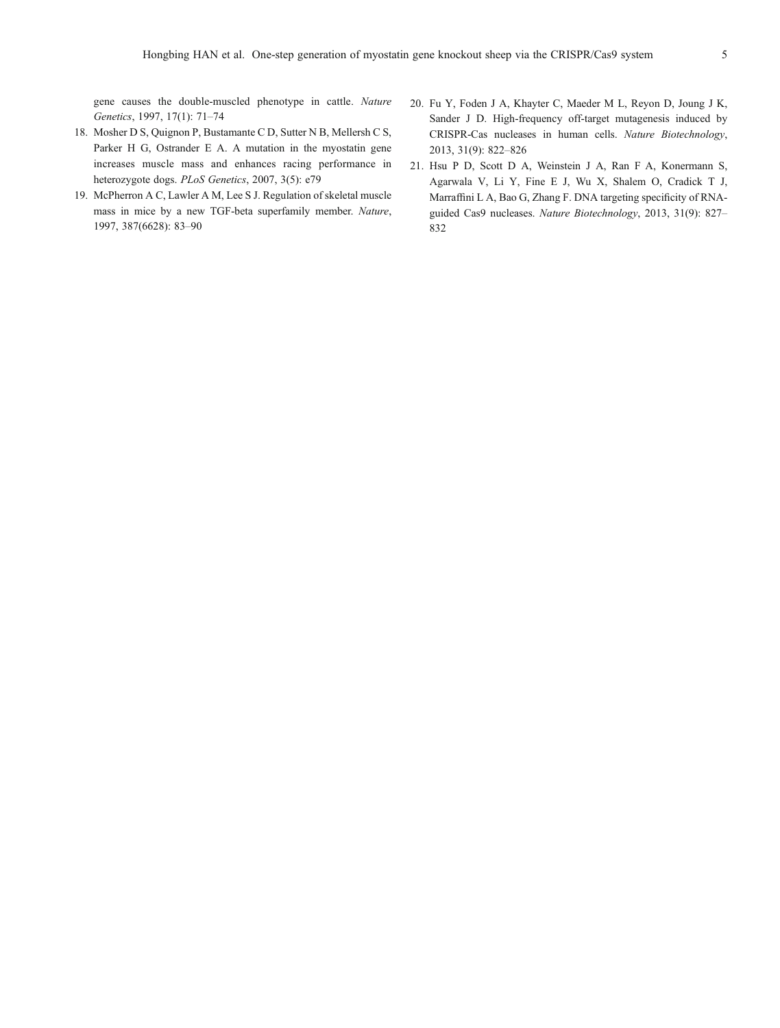gene causes the double-muscled phenotype in cattle. *Nature Genetics*, 1997, 17(1): 71–74

18. Mosher D S, Quignon P, Bustamante C D, Sutter N B, Mellersh C S, Parker H G, Ostrander E A. A mutation in the myostatin gene increases muscle mass and enhances racing performance in heterozygote dogs. *PLoS Genetics*, 2007, 3(5): e79
19. McPherron A C, Lawler A M, Lee S J. Regulation of skeletal muscle mass in mice by a new TGF-beta superfamily member. *Nature*, 1997, 387(6628): 83–90
20. Fu Y, Foden J A, Khayter C, Maeder M L, Reyon D, Joung J K, Sander J D. High-frequency off-target mutagenesis induced by CRISPR-Cas nucleases in human cells. *Nature Biotechnology*, 2013, 31(9): 822–826
21. Hsu P D, Scott D A, Weinstein J A, Ran F A, Konermann S, Agarwala V, Li Y, Fine E J, Wu X, Shalem O, Cradick T J, Marraffini L A, Bao G, Zhang F. DNA targeting specificity of RNA-guided Cas9 nucleases. *Nature Biotechnology*, 2013, 31(9): 827–832